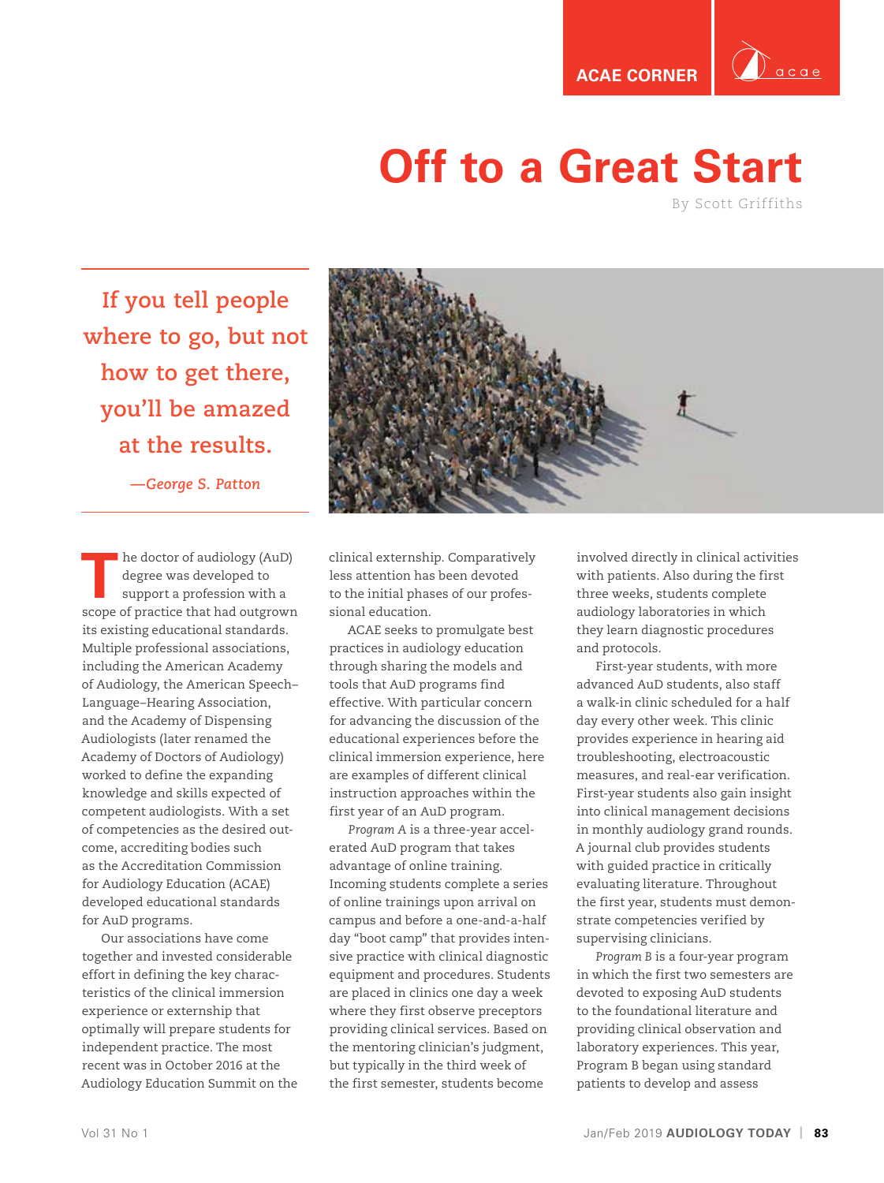ACAE CORNER

# Off to a Great Start

By Scott Griffiths

> If you tell people where to go, but not how to get there, you'll be amazed at the results.
>
> *—George S. Patton*

The doctor of audiology (AuD) degree was developed to support a profession with a scope of practice that had outgrown its existing educational standards. Multiple professional associations, including the American Academy of Audiology, the American Speech–Language–Hearing Association, and the Academy of Dispensing Audiologists (later renamed the Academy of Doctors of Audiology) worked to define the expanding knowledge and skills expected of competent audiologists. With a set of competencies as the desired outcome, accrediting bodies such as the Accreditation Commission for Audiology Education (ACAE) developed educational standards for AuD programs.

Our associations have come together and invested considerable effort in defining the key characteristics of the clinical immersion experience or externship that optimally will prepare students for independent practice. The most recent was in October 2016 at the Audiology Education Summit on the clinical externship. Comparatively less attention has been devoted to the initial phases of our professional education.

ACAE seeks to promulgate best practices in audiology education through sharing the models and tools that AuD programs find effective. With particular concern for advancing the discussion of the educational experiences before the clinical immersion experience, here are examples of different clinical instruction approaches within the first year of an AuD program.

*Program A* is a three-year accelerated AuD program that takes advantage of online training. Incoming students complete a series of online trainings upon arrival on campus and before a one-and-a-half day "boot camp" that provides intensive practice with clinical diagnostic equipment and procedures. Students are placed in clinics one day a week where they first observe preceptors providing clinical services. Based on the mentoring clinician's judgment, but typically in the third week of the first semester, students become involved directly in clinical activities with patients. Also during the first three weeks, students complete audiology laboratories in which they learn diagnostic procedures and protocols.

First-year students, with more advanced AuD students, also staff a walk-in clinic scheduled for a half day every other week. This clinic provides experience in hearing aid troubleshooting, electroacoustic measures, and real-ear verification. First-year students also gain insight into clinical management decisions in monthly audiology grand rounds. A journal club provides students with guided practice in critically evaluating literature. Throughout the first year, students must demonstrate competencies verified by supervising clinicians.

*Program B* is a four-year program in which the first two semesters are devoted to exposing AuD students to the foundational literature and providing clinical observation and laboratory experiences. This year, Program B began using standard patients to develop and assess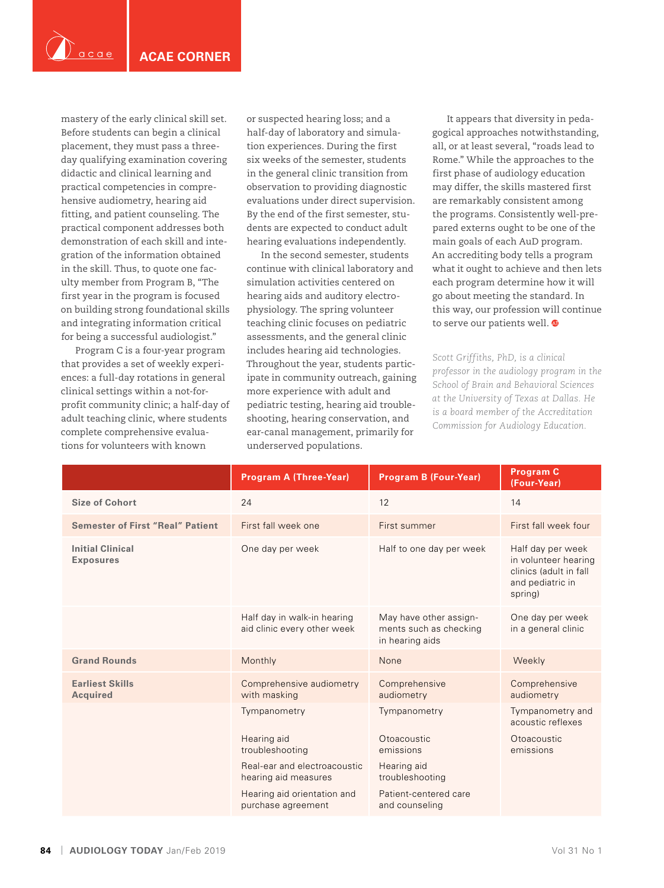mastery of the early clinical skill set. Before students can begin a clinical placement, they must pass a three-day qualifying examination covering didactic and clinical learning and practical competencies in comprehensive audiometry, hearing aid fitting, and patient counseling. The practical component addresses both demonstration of each skill and integration of the information obtained in the skill. Thus, to quote one faculty member from Program B, "The first year in the program is focused on building strong foundational skills and integrating information critical for being a successful audiologist."

Program C is a four-year program that provides a set of weekly experiences: a full-day rotations in general clinical settings within a not-for-profit community clinic; a half-day of adult teaching clinic, where students complete comprehensive evaluations for volunteers with known or suspected hearing loss; and a half-day of laboratory and simulation experiences. During the first six weeks of the semester, students in the general clinic transition from observation to providing diagnostic evaluations under direct supervision. By the end of the first semester, students are expected to conduct adult hearing evaluations independently.

In the second semester, students continue with clinical laboratory and simulation activities centered on hearing aids and auditory electrophysiology. The spring volunteer teaching clinic focuses on pediatric assessments, and the general clinic includes hearing aid technologies. Throughout the year, students participate in community outreach, gaining more experience with adult and pediatric testing, hearing aid troubleshooting, hearing conservation, and ear-canal management, primarily for underserved populations.

It appears that diversity in pedagogical approaches notwithstanding, all, or at least several, "roads lead to Rome." While the approaches to the first phase of audiology education may differ, the skills mastered first are remarkably consistent among the programs. Consistently well-prepared externs ought to be one of the main goals of each AuD program. An accrediting body tells a program what it ought to achieve and then lets each program determine how it will go about meeting the standard. In this way, our profession will continue to serve our patients well.

*Scott Griffiths, PhD, is a clinical professor in the audiology program in the School of Brain and Behavioral Sciences at the University of Texas at Dallas. He is a board member of the Accreditation Commission for Audiology Education.*

| | Program A (Three-Year) | Program B (Four-Year) | Program C (Four-Year) |
|---|---|---|---|
| Size of Cohort | 24 | 12 | 14 |
| Semester of First "Real" Patient | First fall week one | First summer | First fall week four |
| Initial Clinical Exposures | One day per week | Half to one day per week | Half day per week in volunteer hearing clinics (adult in fall and pediatric in spring) |
| | Half day in walk-in hearing aid clinic every other week | May have other assignments such as checking in hearing aids | One day per week in a general clinic |
| Grand Rounds | Monthly | None | Weekly |
| Earliest Skills Acquired | Comprehensive audiometry with masking | Comprehensive audiometry | Comprehensive audiometry |
| | Tympanometry | Tympanometry | Tympanometry and acoustic reflexes |
| | Hearing aid troubleshooting | Otoacoustic emissions | Otoacoustic emissions |
| | Real-ear and electroacoustic hearing aid measures | Hearing aid troubleshooting | |
| | Hearing aid orientation and purchase agreement | Patient-centered care and counseling | |